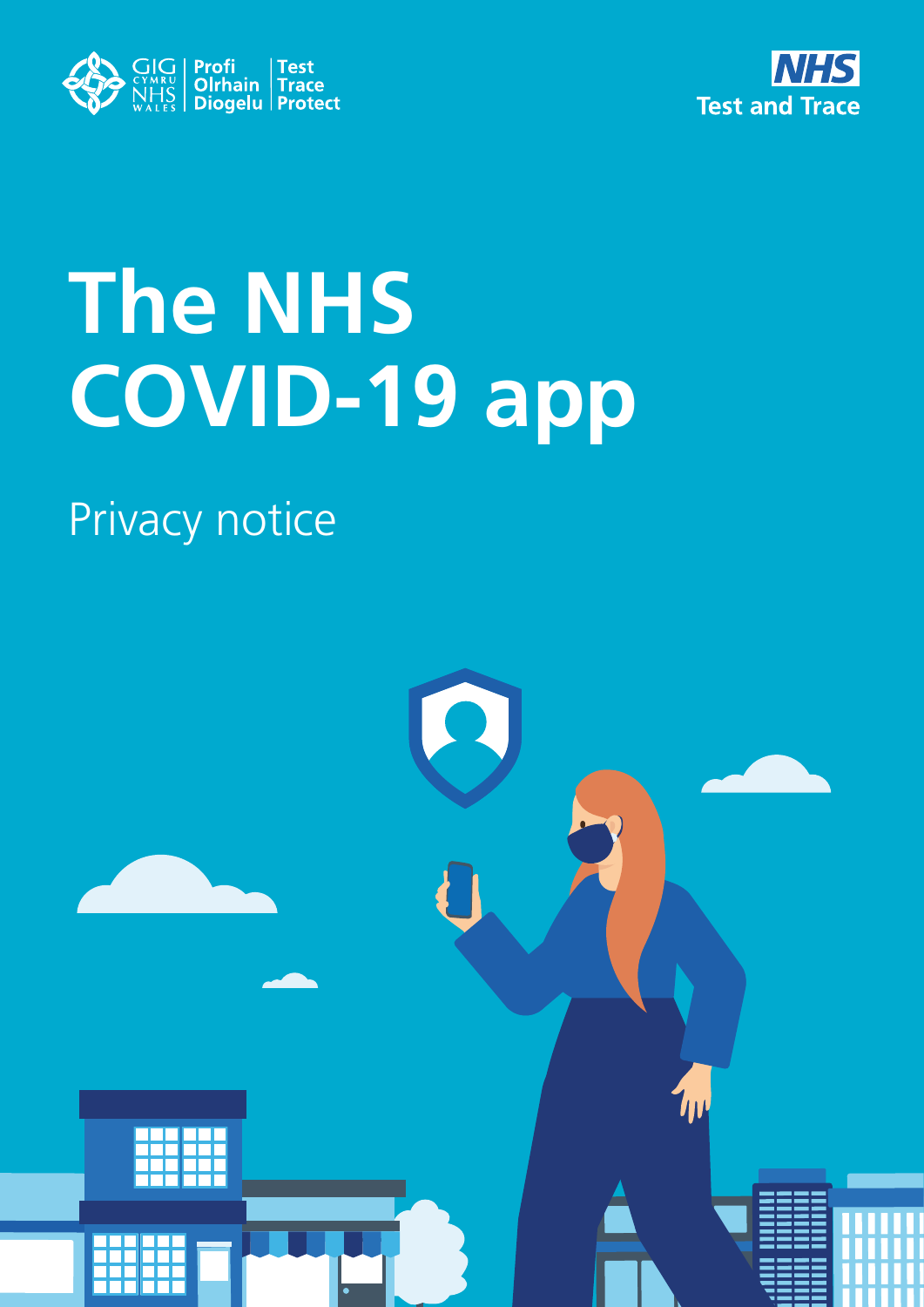GIG CYMRU NHS WALES | Profi Olrhain Diogelu | Test Trace Protect

NHS Test and Trace

# The NHS COVID-19 app

Privacy notice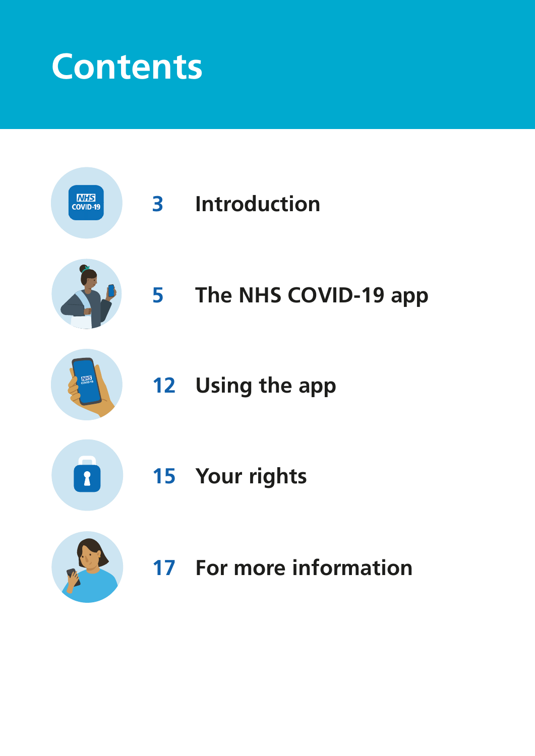# Contents

3 Introduction

5 The NHS COVID-19 app

12 Using the app

15 Your rights

17 For more information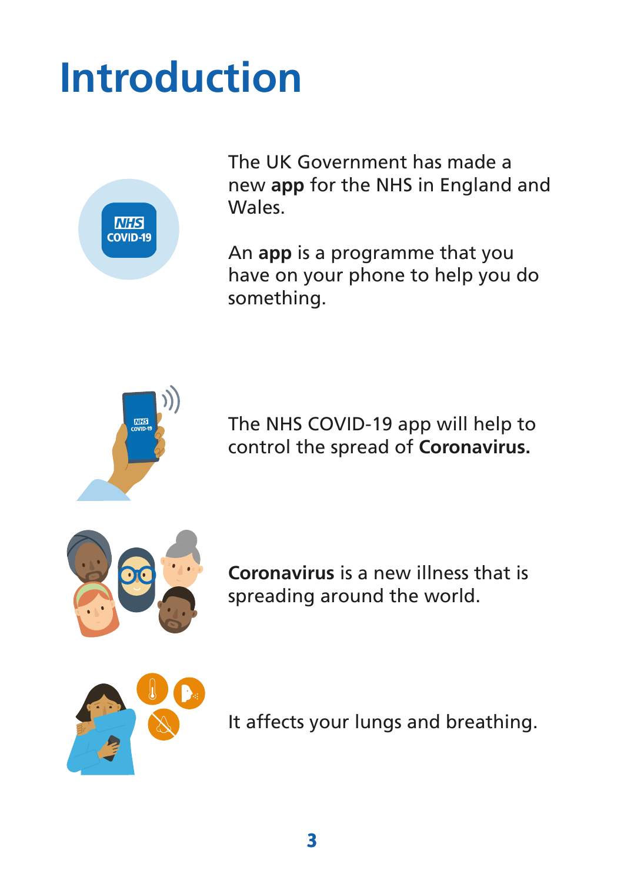# Introduction

The UK Government has made a new **app** for the NHS in England and Wales.

An **app** is a programme that you have on your phone to help you do something.

The NHS COVID-19 app will help to control the spread of **Coronavirus.**

**Coronavirus** is a new illness that is spreading around the world.

It affects your lungs and breathing.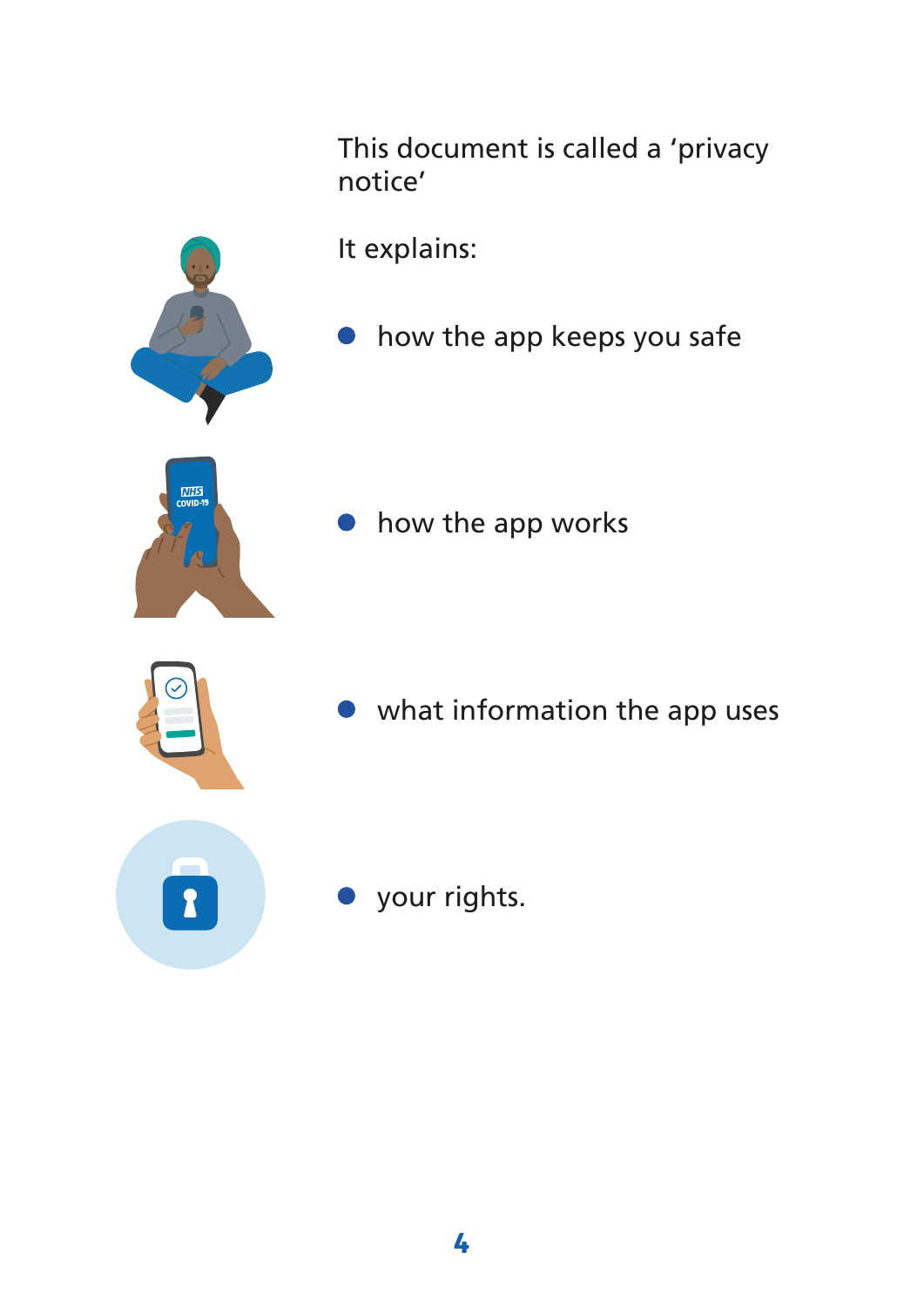This document is called a ‘privacy notice’

It explains:

- how the app keeps you safe
- how the app works
- what information the app uses
- your rights.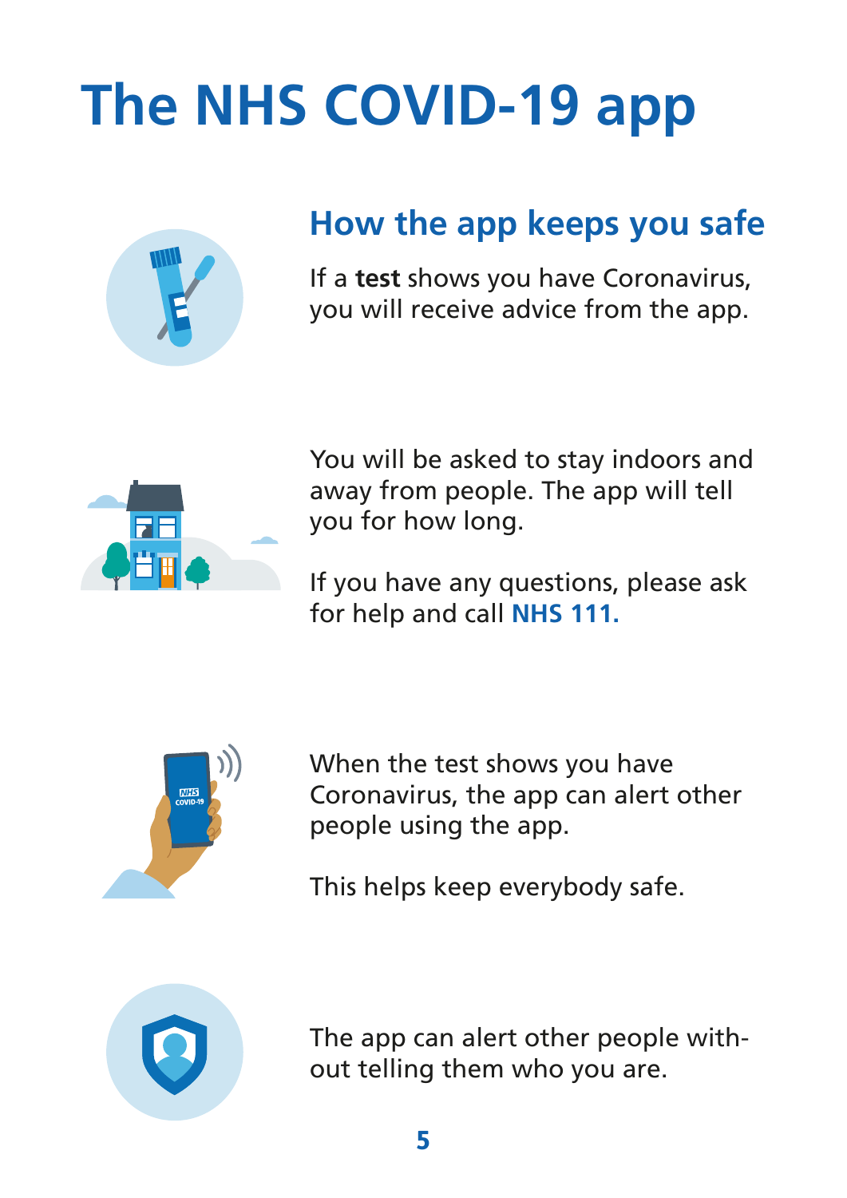# The NHS COVID-19 app

## How the app keeps you safe

If a **test** shows you have Coronavirus, you will receive advice from the app.

You will be asked to stay indoors and away from people. The app will tell you for how long.

If you have any questions, please ask for help and call **NHS 111.**

When the test shows you have Coronavirus, the app can alert other people using the app.

This helps keep everybody safe.

The app can alert other people without telling them who you are.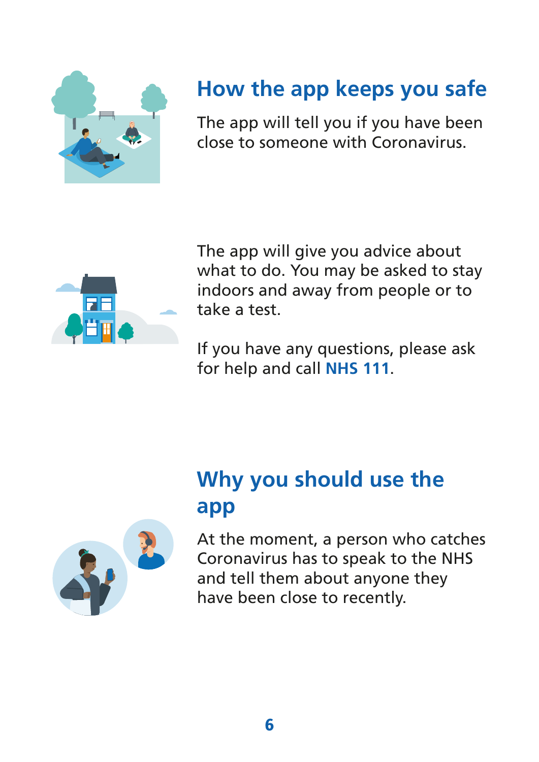## How the app keeps you safe

The app will tell you if you have been close to someone with Coronavirus.

The app will give you advice about what to do. You may be asked to stay indoors and away from people or to take a test.

If you have any questions, please ask for help and call **NHS 111**.

## Why you should use the app

At the moment, a person who catches Coronavirus has to speak to the NHS and tell them about anyone they have been close to recently.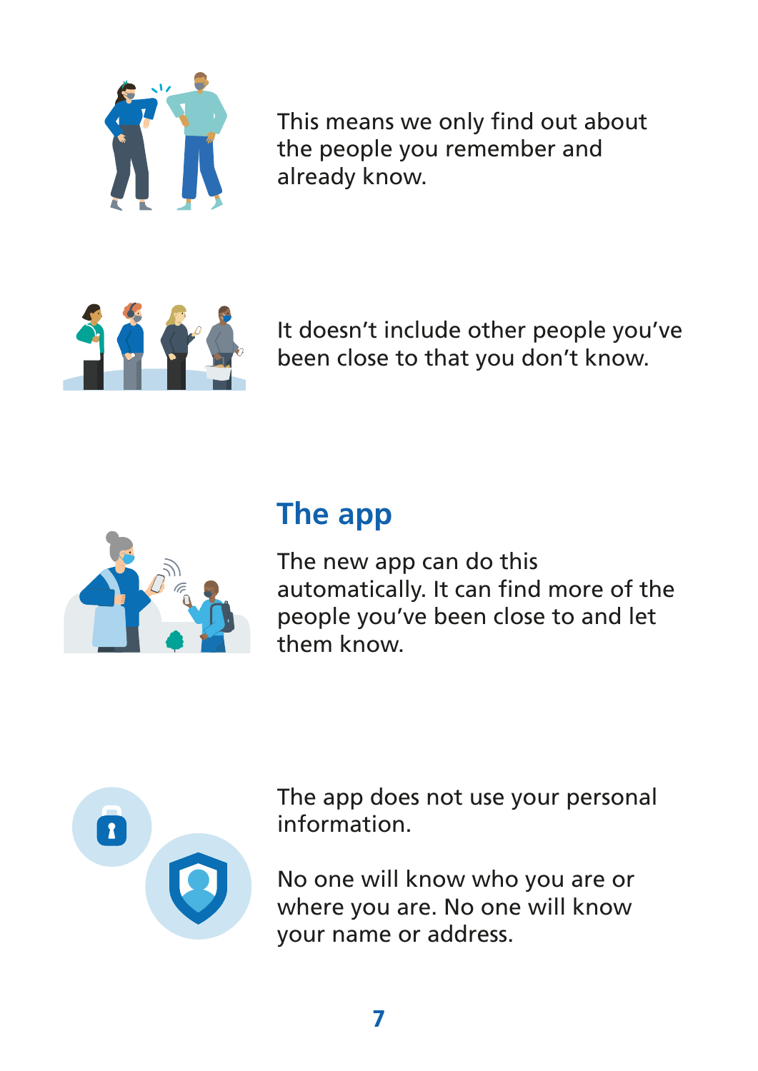This means we only find out about the people you remember and already know.

It doesn't include other people you've been close to that you don't know.

## The app

The new app can do this automatically. It can find more of the people you've been close to and let them know.

The app does not use your personal information.

No one will know who you are or where you are. No one will know your name or address.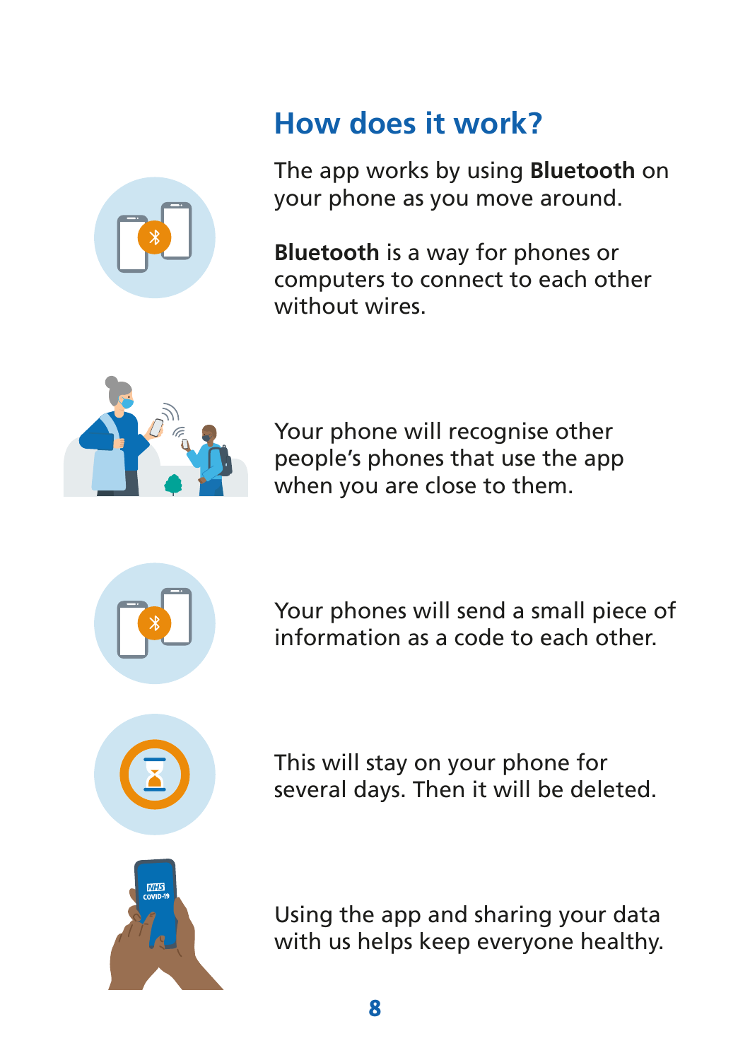## How does it work?

The app works by using **Bluetooth** on your phone as you move around.

**Bluetooth** is a way for phones or computers to connect to each other without wires.

Your phone will recognise other people's phones that use the app when you are close to them.

Your phones will send a small piece of information as a code to each other.

This will stay on your phone for several days. Then it will be deleted.

Using the app and sharing your data with us helps keep everyone healthy.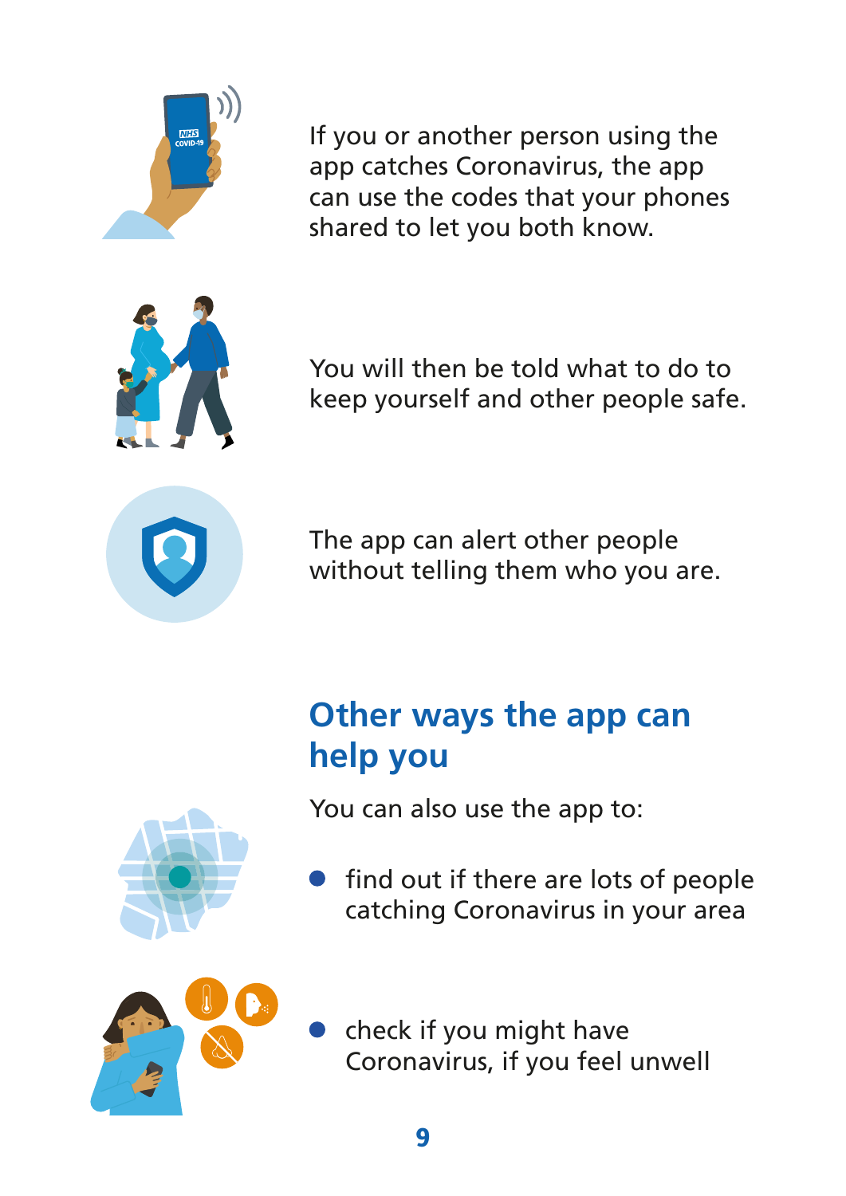If you or another person using the app catches Coronavirus, the app can use the codes that your phones shared to let you both know.

You will then be told what to do to keep yourself and other people safe.

The app can alert other people without telling them who you are.

## Other ways the app can help you

You can also use the app to:

- find out if there are lots of people catching Coronavirus in your area
- check if you might have Coronavirus, if you feel unwell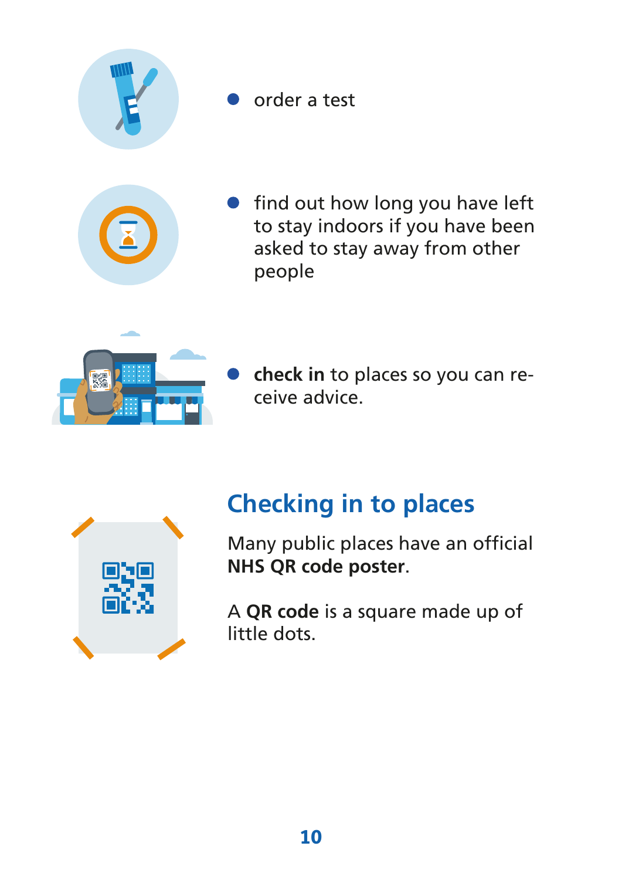- order a test
- find out how long you have left to stay indoors if you have been asked to stay away from other people
- **check in** to places so you can receive advice.

## Checking in to places

Many public places have an official **NHS QR code poster**.

A **QR code** is a square made up of little dots.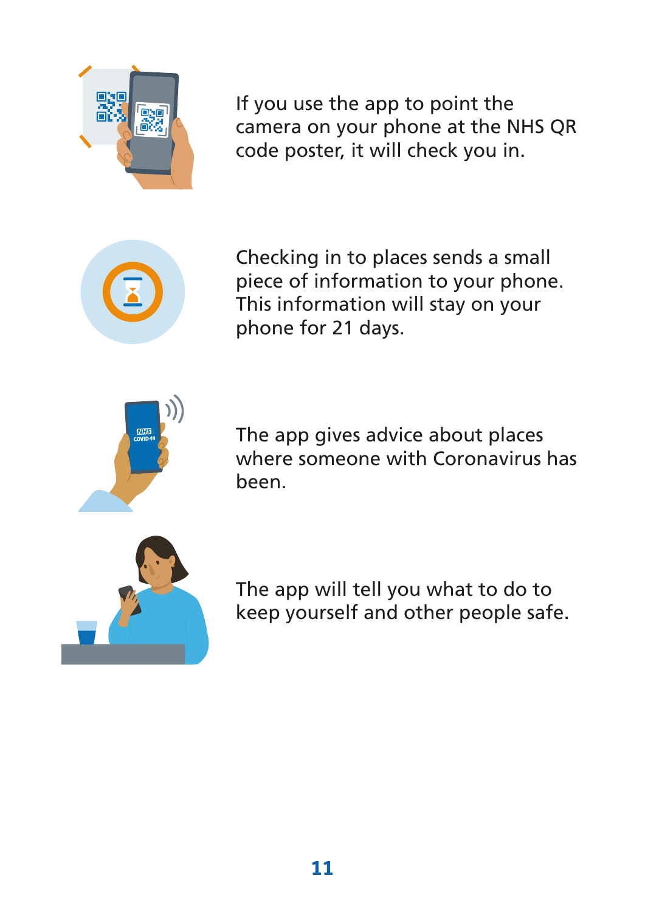If you use the app to point the camera on your phone at the NHS QR code poster, it will check you in.

Checking in to places sends a small piece of information to your phone. This information will stay on your phone for 21 days.

The app gives advice about places where someone with Coronavirus has been.

The app will tell you what to do to keep yourself and other people safe.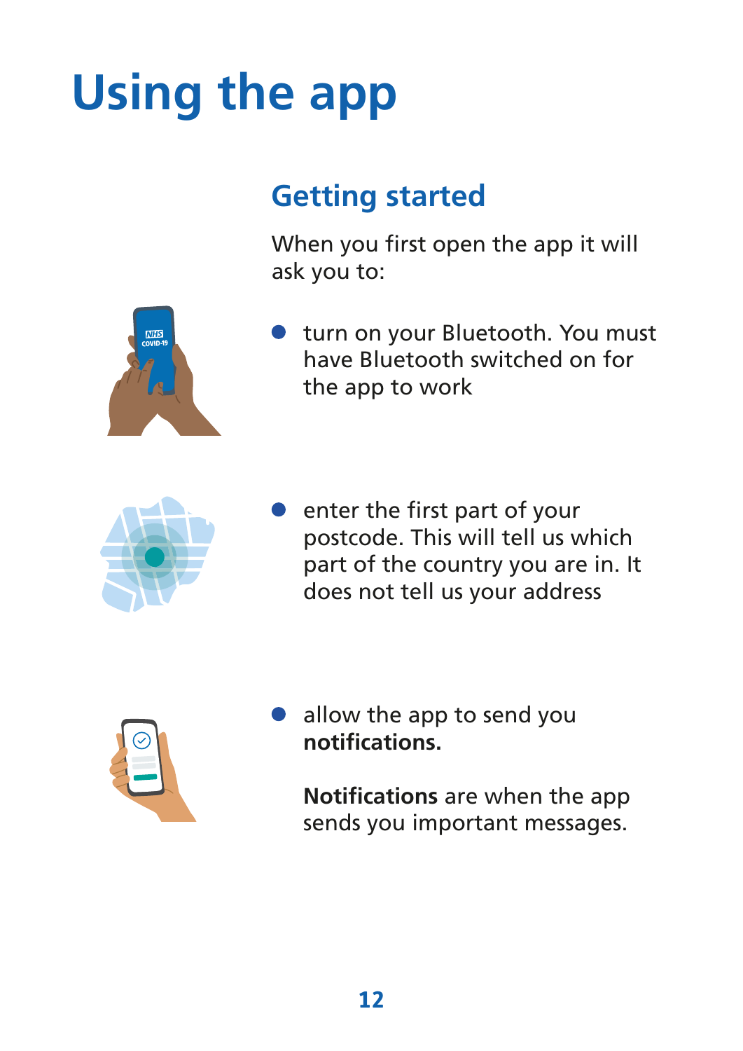# Using the app

## Getting started

When you first open the app it will ask you to:

- turn on your Bluetooth. You must have Bluetooth switched on for the app to work

- enter the first part of your postcode. This will tell us which part of the country you are in. It does not tell us your address

- allow the app to send you **notifications.**

  **Notifications** are when the app sends you important messages.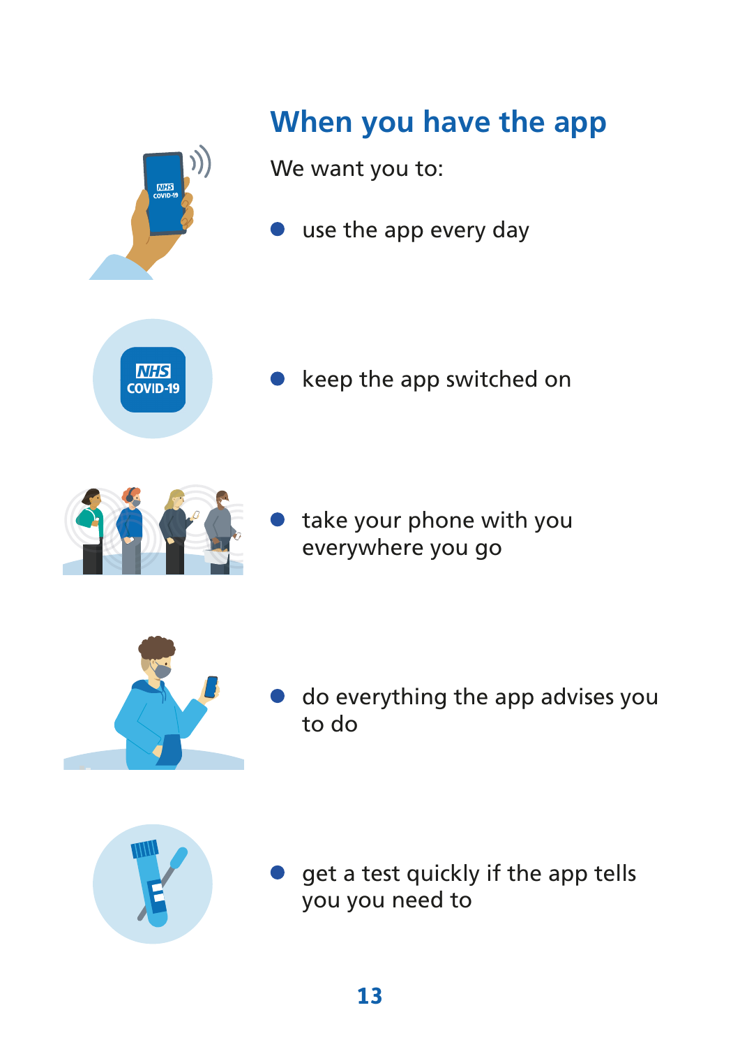## When you have the app

We want you to:

- use the app every day
- keep the app switched on
- take your phone with you everywhere you go
- do everything the app advises you to do
- get a test quickly if the app tells you you need to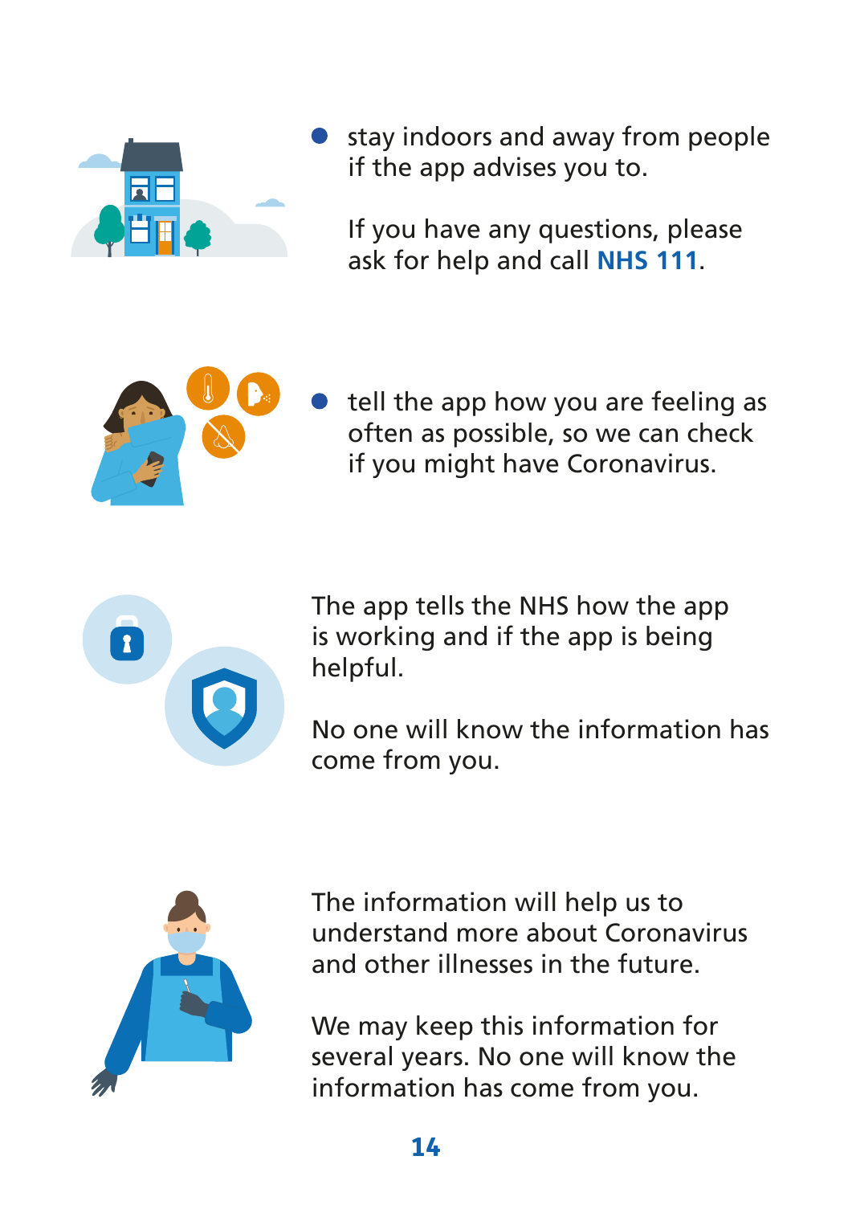- stay indoors and away from people if the app advises you to.

  If you have any questions, please ask for help and call **NHS 111**.

- tell the app how you are feeling as often as possible, so we can check if you might have Coronavirus.

The app tells the NHS how the app is working and if the app is being helpful.

No one will know the information has come from you.

The information will help us to understand more about Coronavirus and other illnesses in the future.

We may keep this information for several years. No one will know the information has come from you.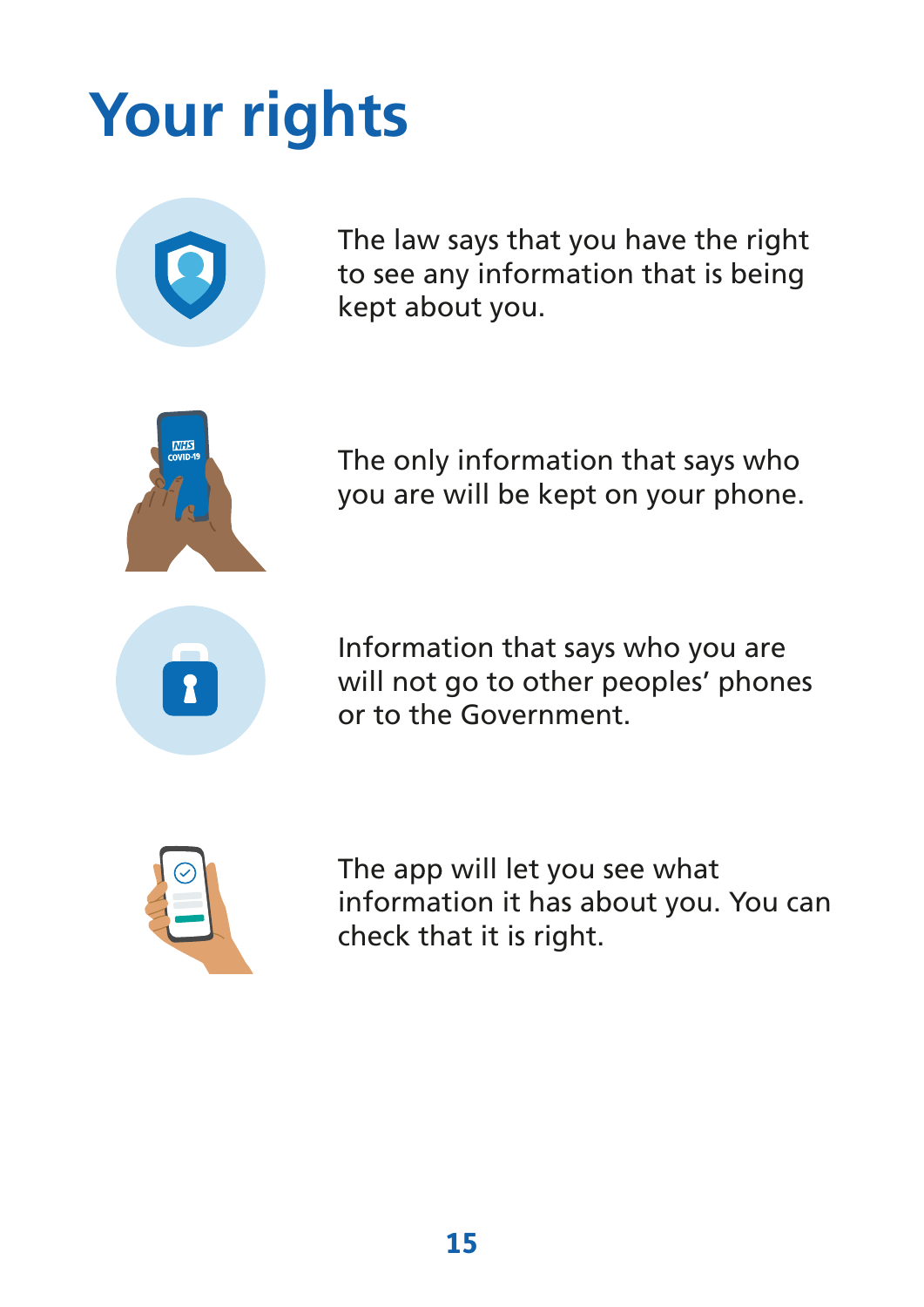# Your rights

The law says that you have the right to see any information that is being kept about you.

The only information that says who you are will be kept on your phone.

Information that says who you are will not go to other peoples' phones or to the Government.

The app will let you see what information it has about you. You can check that it is right.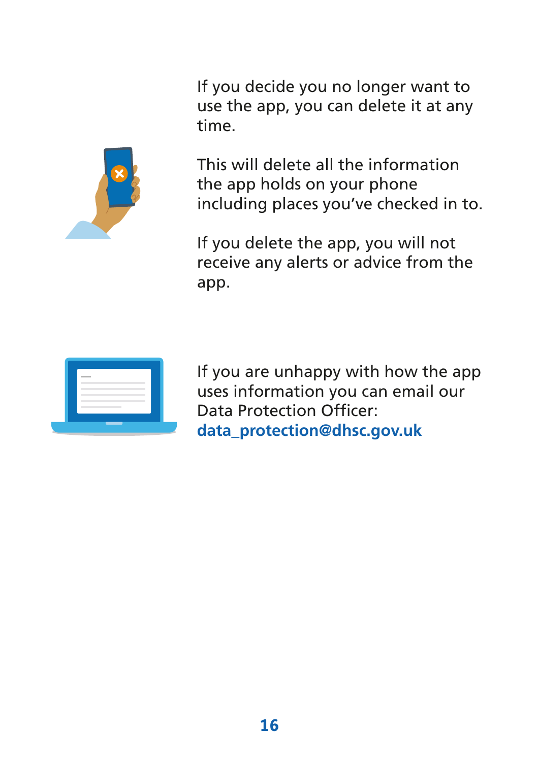If you decide you no longer want to use the app, you can delete it at any time.

This will delete all the information the app holds on your phone including places you've checked in to.

If you delete the app, you will not receive any alerts or advice from the app.

If you are unhappy with how the app uses information you can email our Data Protection Officer: **data_protection@dhsc.gov.uk**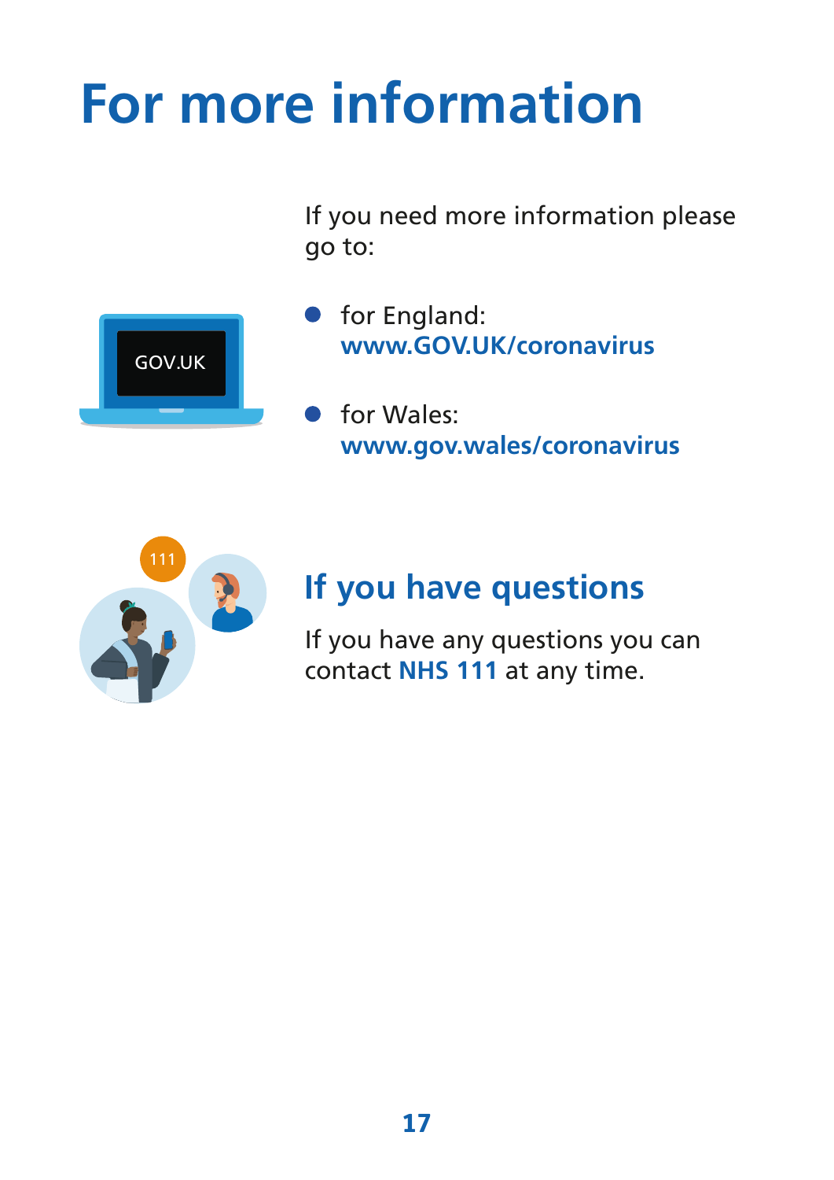# For more information

If you need more information please go to:

- for England: **www.GOV.UK/coronavirus**
- for Wales: **www.gov.wales/coronavirus**

## If you have questions

If you have any questions you can contact **NHS 111** at any time.